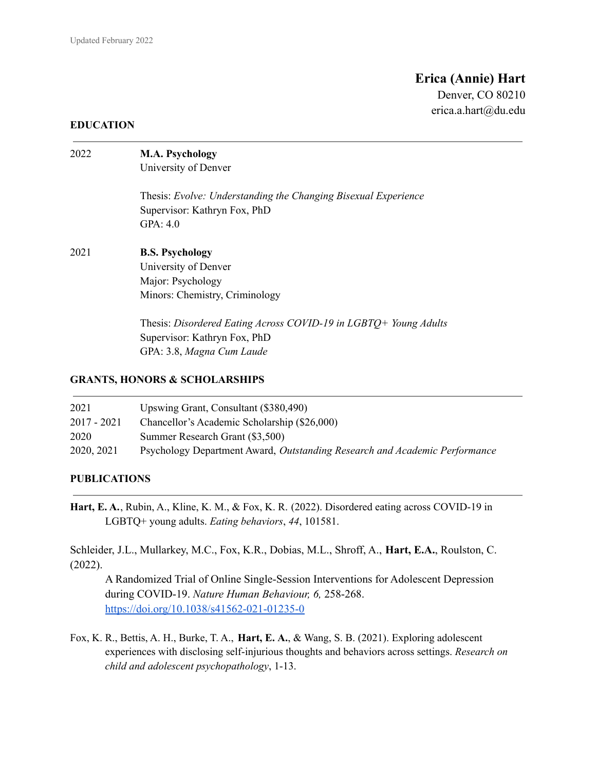Updated February 2022

# Erica (Annie) Hart

Denver, CO 80210
erica.a.hart@du.edu

## EDUCATION

2022 **M.A. Psychology**
University of Denver

Thesis: *Evolve: Understanding the Changing Bisexual Experience*
Supervisor: Kathryn Fox, PhD
GPA: 4.0

2021 **B.S. Psychology**
University of Denver
Major: Psychology
Minors: Chemistry, Criminology

Thesis: *Disordered Eating Across COVID-19 in LGBTQ+ Young Adults*
Supervisor: Kathryn Fox, PhD
GPA: 3.8, *Magna Cum Laude*

## GRANTS, HONORS & SCHOLARSHIPS

| | |
|---|---|
| 2021 | Upswing Grant, Consultant ($380,490) |
| 2017 - 2021 | Chancellor's Academic Scholarship ($26,000) |
| 2020 | Summer Research Grant ($3,500) |
| 2020, 2021 | Psychology Department Award, *Outstanding Research and Academic Performance* |

## PUBLICATIONS

**Hart, E. A.**, Rubin, A., Kline, K. M., & Fox, K. R. (2022). Disordered eating across COVID-19 in LGBTQ+ young adults. *Eating behaviors*, *44*, 101581.

Schleider, J.L., Mullarkey, M.C., Fox, K.R., Dobias, M.L., Shroff, A., **Hart, E.A.**, Roulston, C. (2022).
A Randomized Trial of Online Single-Session Interventions for Adolescent Depression during COVID-19. *Nature Human Behaviour, 6,* 258-268. https://doi.org/10.1038/s41562-021-01235-0

Fox, K. R., Bettis, A. H., Burke, T. A., **Hart, E. A.**, & Wang, S. B. (2021). Exploring adolescent experiences with disclosing self-injurious thoughts and behaviors across settings. *Research on child and adolescent psychopathology*, 1-13.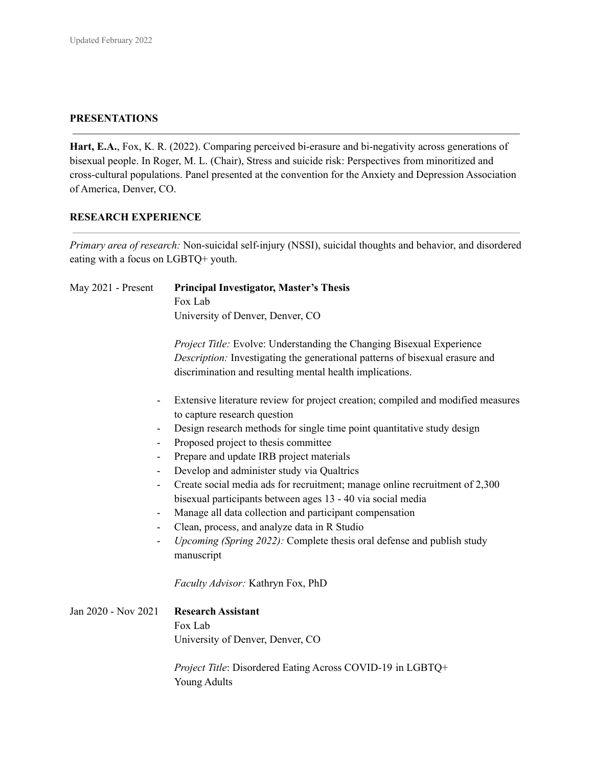## PRESENTATIONS

**Hart, E.A.**, Fox, K. R. (2022). Comparing perceived bi-erasure and bi-negativity across generations of bisexual people. In Roger, M. L. (Chair), Stress and suicide risk: Perspectives from minoritized and cross-cultural populations. Panel presented at the convention for the Anxiety and Depression Association of America, Denver, CO.

## RESEARCH EXPERIENCE

*Primary area of research:* Non-suicidal self-injury (NSSI), suicidal thoughts and behavior, and disordered eating with a focus on LGBTQ+ youth.

May 2021 - Present **Principal Investigator, Master's Thesis**
Fox Lab
University of Denver, Denver, CO

*Project Title:* Evolve: Understanding the Changing Bisexual Experience
*Description:* Investigating the generational patterns of bisexual erasure and discrimination and resulting mental health implications.

- Extensive literature review for project creation; compiled and modified measures to capture research question
- Design research methods for single time point quantitative study design
- Proposed project to thesis committee
- Prepare and update IRB project materials
- Develop and administer study via Qualtrics
- Create social media ads for recruitment; manage online recruitment of 2,300 bisexual participants between ages 13 - 40 via social media
- Manage all data collection and participant compensation
- Clean, process, and analyze data in R Studio
- *Upcoming (Spring 2022):* Complete thesis oral defense and publish study manuscript

*Faculty Advisor:* Kathryn Fox, PhD

Jan 2020 - Nov 2021 **Research Assistant**
Fox Lab
University of Denver, Denver, CO

*Project Title*: Disordered Eating Across COVID-19 in LGBTQ+ Young Adults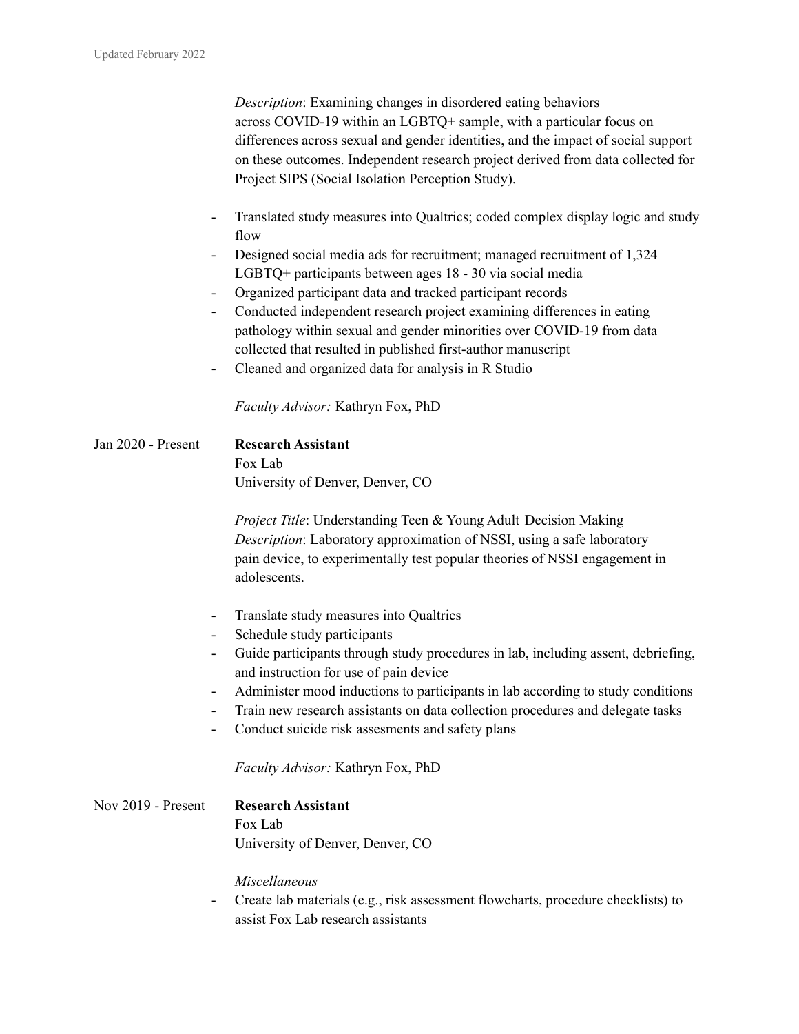*Description*: Examining changes in disordered eating behaviors across COVID-19 within an LGBTQ+ sample, with a particular focus on differences across sexual and gender identities, and the impact of social support on these outcomes. Independent research project derived from data collected for Project SIPS (Social Isolation Perception Study).

- Translated study measures into Qualtrics; coded complex display logic and study flow
- Designed social media ads for recruitment; managed recruitment of 1,324 LGBTQ+ participants between ages 18 - 30 via social media
- Organized participant data and tracked participant records
- Conducted independent research project examining differences in eating pathology within sexual and gender minorities over COVID-19 from data collected that resulted in published first-author manuscript
- Cleaned and organized data for analysis in R Studio

*Faculty Advisor:* Kathryn Fox, PhD

Jan 2020 - Present **Research Assistant**
Fox Lab
University of Denver, Denver, CO

*Project Title*: Understanding Teen & Young Adult Decision Making
*Description*: Laboratory approximation of NSSI, using a safe laboratory pain device, to experimentally test popular theories of NSSI engagement in adolescents.

- Translate study measures into Qualtrics
- Schedule study participants
- Guide participants through study procedures in lab, including assent, debriefing, and instruction for use of pain device
- Administer mood inductions to participants in lab according to study conditions
- Train new research assistants on data collection procedures and delegate tasks
- Conduct suicide risk assesments and safety plans

*Faculty Advisor:* Kathryn Fox, PhD

Nov 2019 - Present **Research Assistant**
Fox Lab
University of Denver, Denver, CO

*Miscellaneous*

- Create lab materials (e.g., risk assessment flowcharts, procedure checklists) to assist Fox Lab research assistants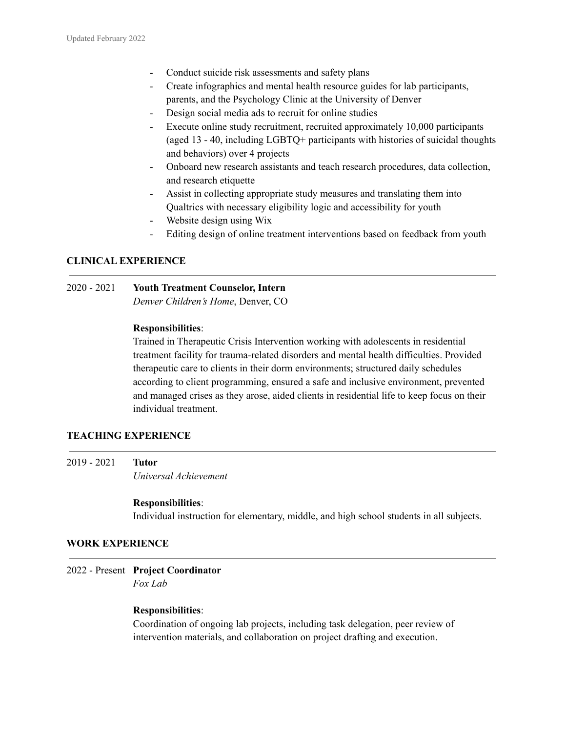- Conduct suicide risk assessments and safety plans
- Create infographics and mental health resource guides for lab participants, parents, and the Psychology Clinic at the University of Denver
- Design social media ads to recruit for online studies
- Execute online study recruitment, recruited approximately 10,000 participants (aged 13 - 40, including LGBTQ+ participants with histories of suicidal thoughts and behaviors) over 4 projects
- Onboard new research assistants and teach research procedures, data collection, and research etiquette
- Assist in collecting appropriate study measures and translating them into Qualtrics with necessary eligibility logic and accessibility for youth
- Website design using Wix
- Editing design of online treatment interventions based on feedback from youth

## CLINICAL EXPERIENCE

2020 - 2021 **Youth Treatment Counselor, Intern**
*Denver Children's Home*, Denver, CO

**Responsibilities**:
Trained in Therapeutic Crisis Intervention working with adolescents in residential treatment facility for trauma-related disorders and mental health difficulties. Provided therapeutic care to clients in their dorm environments; structured daily schedules according to client programming, ensured a safe and inclusive environment, prevented and managed crises as they arose, aided clients in residential life to keep focus on their individual treatment.

## TEACHING EXPERIENCE

2019 - 2021 **Tutor**
*Universal Achievement*

**Responsibilities**:
Individual instruction for elementary, middle, and high school students in all subjects.

## WORK EXPERIENCE

2022 - Present **Project Coordinator**
*Fox Lab*

**Responsibilities**:
Coordination of ongoing lab projects, including task delegation, peer review of intervention materials, and collaboration on project drafting and execution.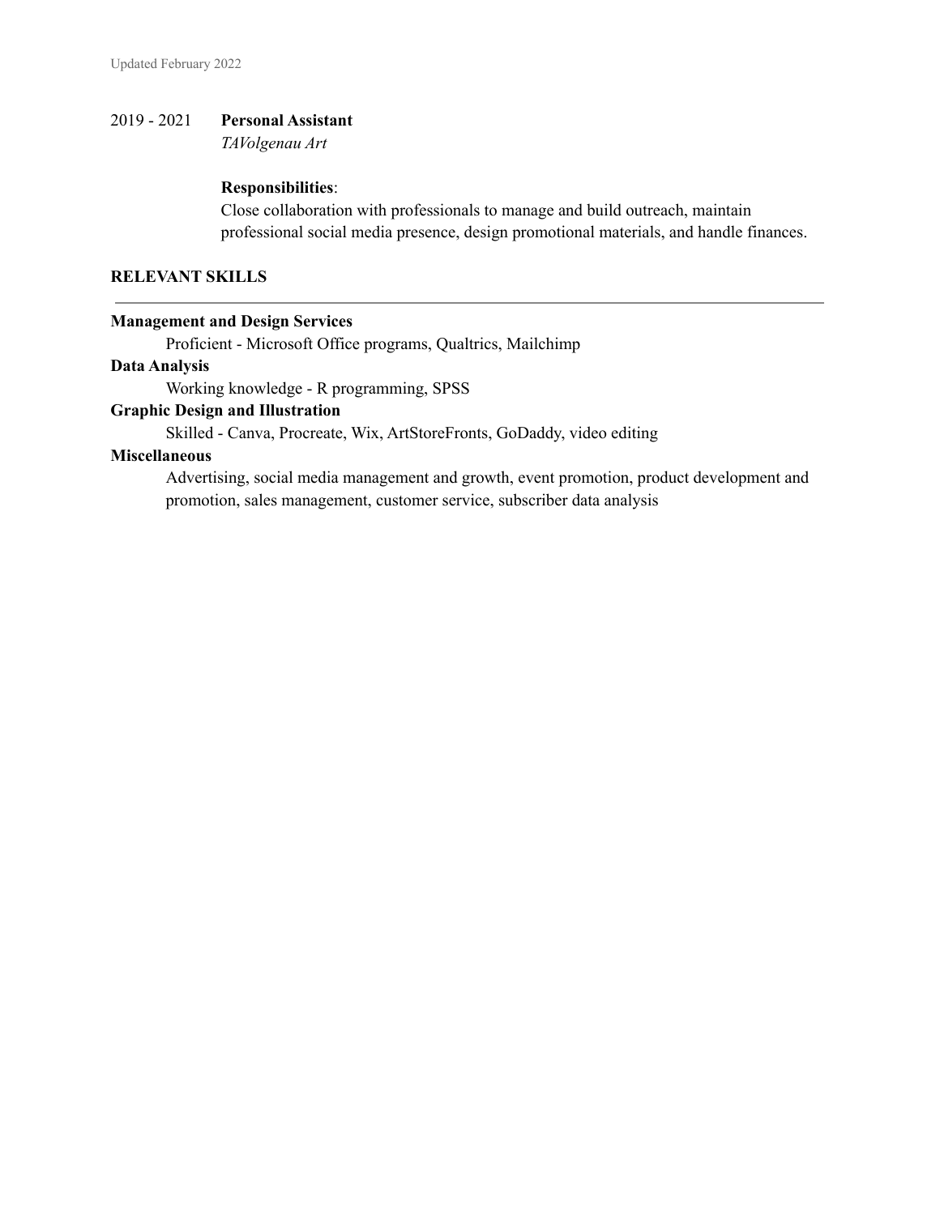2019 - 2021 **Personal Assistant**
*TAVolgenau Art*

**Responsibilities**:
Close collaboration with professionals to manage and build outreach, maintain professional social media presence, design promotional materials, and handle finances.

## RELEVANT SKILLS

---

**Management and Design Services**
Proficient - Microsoft Office programs, Qualtrics, Mailchimp

**Data Analysis**
Working knowledge - R programming, SPSS

**Graphic Design and Illustration**
Skilled - Canva, Procreate, Wix, ArtStoreFronts, GoDaddy, video editing

**Miscellaneous**
Advertising, social media management and growth, event promotion, product development and promotion, sales management, customer service, subscriber data analysis